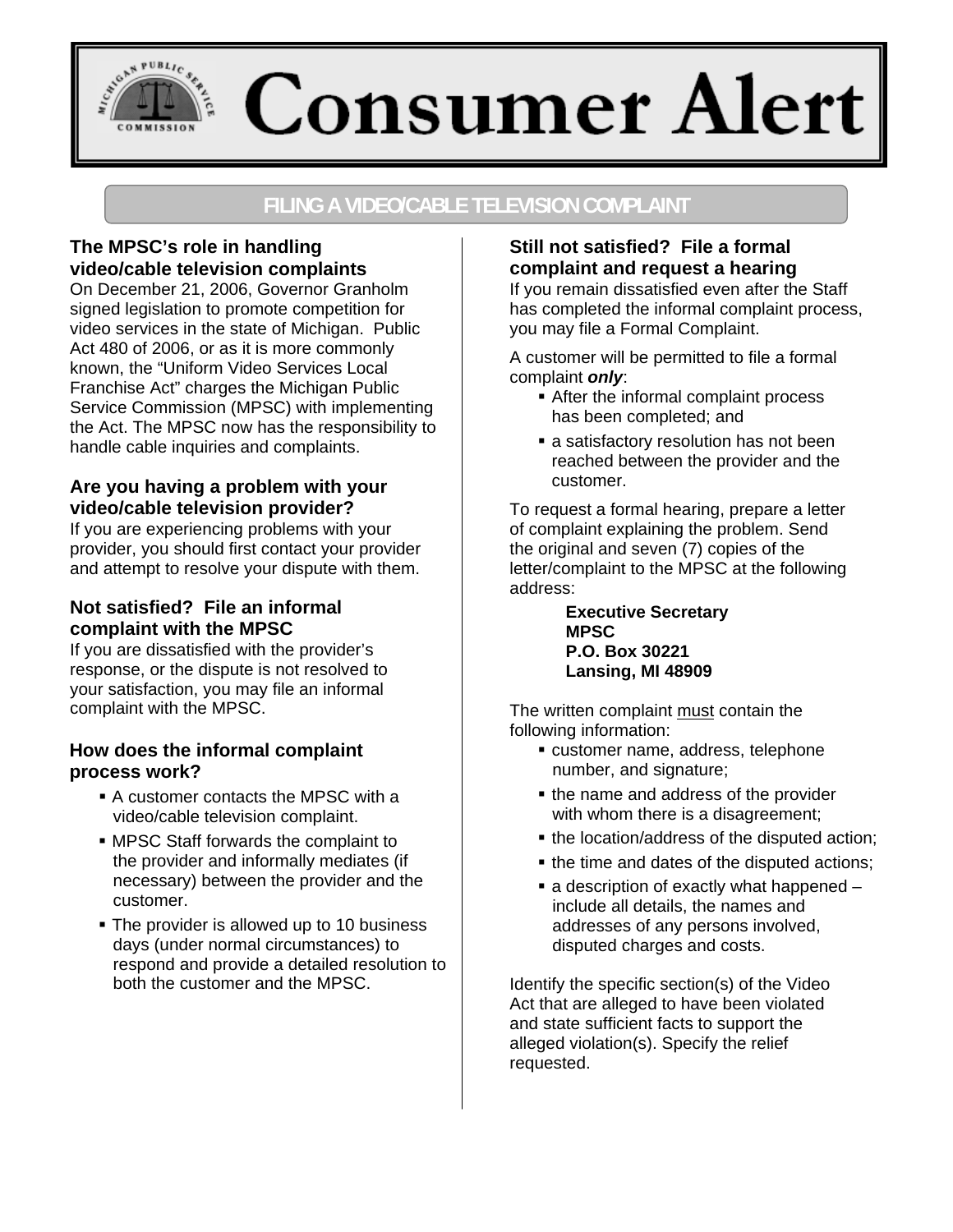# Consumer Alert

## FILING A VIDEO/CABLE TELEVISION COMPLAINT

### The MPSC's role in handling video/cable television complaints

On December 21, 2006, Governor Granholm signed legislation to promote competition for video services in the state of Michigan. Public Act 480 of 2006, or as it is more commonly known, the "Uniform Video Services Local Franchise Act" charges the Michigan Public Service Commission (MPSC) with implementing the Act. The MPSC now has the responsibility to handle cable inquiries and complaints.

### Are you having a problem with your video/cable television provider?

If you are experiencing problems with your provider, you should first contact your provider and attempt to resolve your dispute with them.

### Not satisfied? File an informal complaint with the MPSC

If you are dissatisfied with the provider's response, or the dispute is not resolved to your satisfaction, you may file an informal complaint with the MPSC.

### How does the informal complaint process work?

- A customer contacts the MPSC with a video/cable television complaint.
- MPSC Staff forwards the complaint to the provider and informally mediates (if necessary) between the provider and the customer.
- The provider is allowed up to 10 business days (under normal circumstances) to respond and provide a detailed resolution to both the customer and the MPSC.

### Still not satisfied? File a formal complaint and request a hearing

If you remain dissatisfied even after the Staff has completed the informal complaint process, you may file a Formal Complaint.

A customer will be permitted to file a formal complaint ***only***:

- After the informal complaint process has been completed; and
- a satisfactory resolution has not been reached between the provider and the customer.

To request a formal hearing, prepare a letter of complaint explaining the problem. Send the original and seven (7) copies of the letter/complaint to the MPSC at the following address:

**Executive Secretary**
**MPSC**
**P.O. Box 30221**
**Lansing, MI 48909**

The written complaint must contain the following information:

- customer name, address, telephone number, and signature;
- the name and address of the provider with whom there is a disagreement;
- the location/address of the disputed action;
- the time and dates of the disputed actions;
- a description of exactly what happened – include all details, the names and addresses of any persons involved, disputed charges and costs.

Identify the specific section(s) of the Video Act that are alleged to have been violated and state sufficient facts to support the alleged violation(s). Specify the relief requested.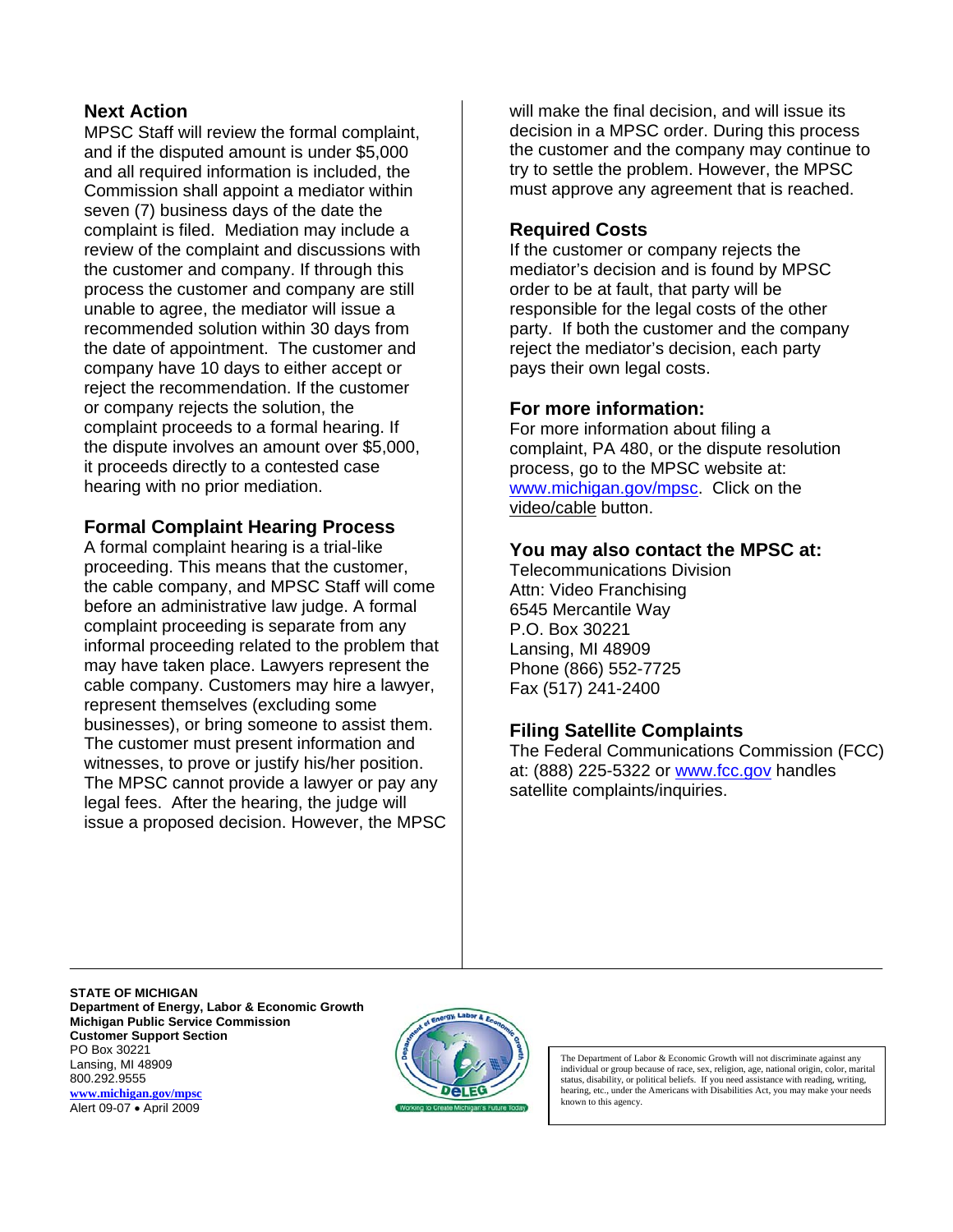## Next Action

MPSC Staff will review the formal complaint, and if the disputed amount is under $5,000 and all required information is included, the Commission shall appoint a mediator within seven (7) business days of the date the complaint is filed. Mediation may include a review of the complaint and discussions with the customer and company. If through this process the customer and company are still unable to agree, the mediator will issue a recommended solution within 30 days from the date of appointment. The customer and company have 10 days to either accept or reject the recommendation. If the customer or company rejects the solution, the complaint proceeds to a formal hearing. If the dispute involves an amount over $5,000, it proceeds directly to a contested case hearing with no prior mediation.

## Formal Complaint Hearing Process

A formal complaint hearing is a trial-like proceeding. This means that the customer, the cable company, and MPSC Staff will come before an administrative law judge. A formal complaint proceeding is separate from any informal proceeding related to the problem that may have taken place. Lawyers represent the cable company. Customers may hire a lawyer, represent themselves (excluding some businesses), or bring someone to assist them. The customer must present information and witnesses, to prove or justify his/her position. The MPSC cannot provide a lawyer or pay any legal fees. After the hearing, the judge will issue a proposed decision. However, the MPSC will make the final decision, and will issue its decision in a MPSC order. During this process the customer and the company may continue to try to settle the problem. However, the MPSC must approve any agreement that is reached.

## Required Costs

If the customer or company rejects the mediator's decision and is found by MPSC order to be at fault, that party will be responsible for the legal costs of the other party. If both the customer and the company reject the mediator's decision, each party pays their own legal costs.

## For more information:

For more information about filing a complaint, PA 480, or the dispute resolution process, go to the MPSC website at: www.michigan.gov/mpsc. Click on the video/cable button.

## You may also contact the MPSC at:

Telecommunications Division
Attn: Video Franchising
6545 Mercantile Way
P.O. Box 30221
Lansing, MI 48909
Phone (866) 552-7725
Fax (517) 241-2400

## Filing Satellite Complaints

The Federal Communications Commission (FCC) at: (888) 225-5322 or www.fcc.gov handles satellite complaints/inquiries.

---

**STATE OF MICHIGAN**
**Department of Energy, Labor & Economic Growth**
**Michigan Public Service Commission**
**Customer Support Section**
PO Box 30221
Lansing, MI 48909
800.292.9555
**www.michigan.gov/mpsc**
Alert 09-07 • April 2009

Department of Energy, Labor & Economic Growth
DELEG
Working to Create Michigan's Future Today

The Department of Labor & Economic Growth will not discriminate against any individual or group because of race, sex, religion, age, national origin, color, marital status, disability, or political beliefs. If you need assistance with reading, writing, hearing, etc., under the Americans with Disabilities Act, you may make your needs known to this agency.